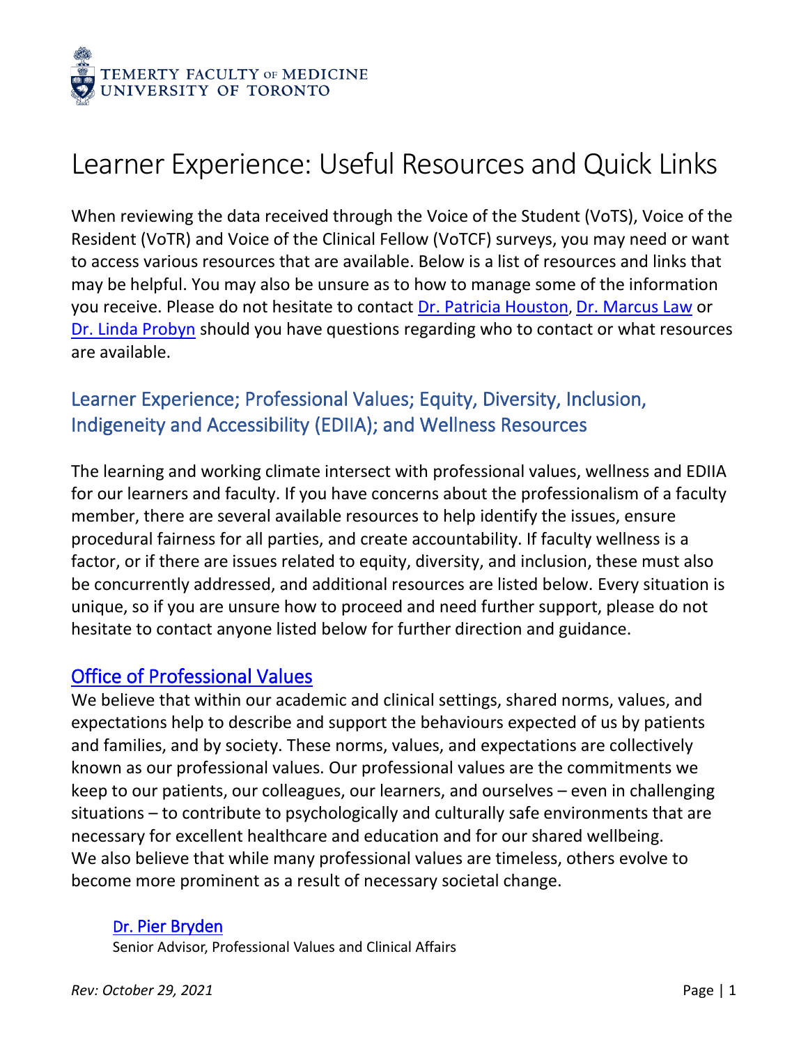TEMERTY FACULTY OF MEDICINE
UNIVERSITY OF TORONTO

# Learner Experience: Useful Resources and Quick Links

When reviewing the data received through the Voice of the Student (VoTS), Voice of the Resident (VoTR) and Voice of the Clinical Fellow (VoTCF) surveys, you may need or want to access various resources that are available. Below is a list of resources and links that may be helpful. You may also be unsure as to how to manage some of the information you receive. Please do not hesitate to contact Dr. Patricia Houston, Dr. Marcus Law or Dr. Linda Probyn should you have questions regarding who to contact or what resources are available.

## Learner Experience; Professional Values; Equity, Diversity, Inclusion, Indigeneity and Accessibility (EDIIA); and Wellness Resources

The learning and working climate intersect with professional values, wellness and EDIIA for our learners and faculty. If you have concerns about the professionalism of a faculty member, there are several available resources to help identify the issues, ensure procedural fairness for all parties, and create accountability. If faculty wellness is a factor, or if there are issues related to equity, diversity, and inclusion, these must also be concurrently addressed, and additional resources are listed below. Every situation is unique, so if you are unsure how to proceed and need further support, please do not hesitate to contact anyone listed below for further direction and guidance.

## Office of Professional Values

We believe that within our academic and clinical settings, shared norms, values, and expectations help to describe and support the behaviours expected of us by patients and families, and by society. These norms, values, and expectations are collectively known as our professional values. Our professional values are the commitments we keep to our patients, our colleagues, our learners, and ourselves – even in challenging situations – to contribute to psychologically and culturally safe environments that are necessary for excellent healthcare and education and for our shared wellbeing.
We also believe that while many professional values are timeless, others evolve to become more prominent as a result of necessary societal change.

Dr. Pier Bryden
Senior Advisor, Professional Values and Clinical Affairs

*Rev: October 29, 2021*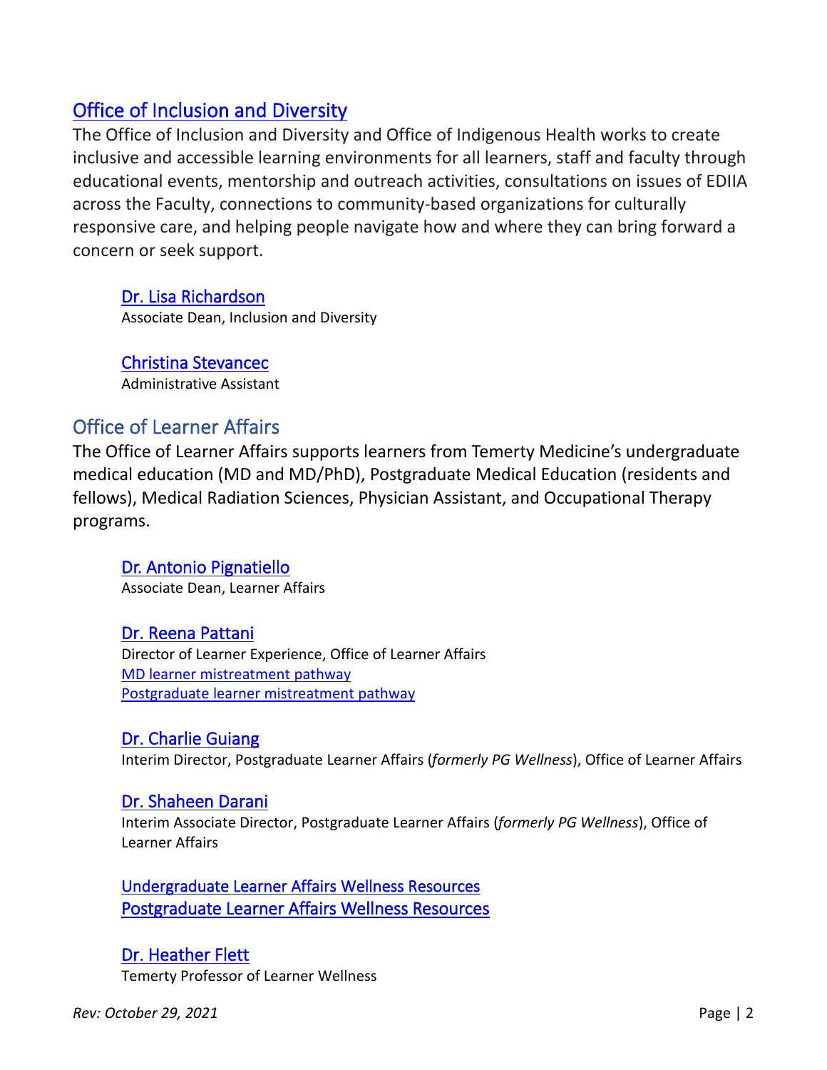## Office of Inclusion and Diversity

The Office of Inclusion and Diversity and Office of Indigenous Health works to create inclusive and accessible learning environments for all learners, staff and faculty through educational events, mentorship and outreach activities, consultations on issues of EDIIA across the Faculty, connections to community-based organizations for culturally responsive care, and helping people navigate how and where they can bring forward a concern or seek support.

Dr. Lisa Richardson
Associate Dean, Inclusion and Diversity

Christina Stevancec
Administrative Assistant

## Office of Learner Affairs

The Office of Learner Affairs supports learners from Temerty Medicine's undergraduate medical education (MD and MD/PhD), Postgraduate Medical Education (residents and fellows), Medical Radiation Sciences, Physician Assistant, and Occupational Therapy programs.

Dr. Antonio Pignatiello
Associate Dean, Learner Affairs

Dr. Reena Pattani
Director of Learner Experience, Office of Learner Affairs
MD learner mistreatment pathway
Postgraduate learner mistreatment pathway

Dr. Charlie Guiang
Interim Director, Postgraduate Learner Affairs (*formerly PG Wellness*), Office of Learner Affairs

Dr. Shaheen Darani
Interim Associate Director, Postgraduate Learner Affairs (*formerly PG Wellness*), Office of Learner Affairs

Undergraduate Learner Affairs Wellness Resources
Postgraduate Learner Affairs Wellness Resources

Dr. Heather Flett
Temerty Professor of Learner Wellness

*Rev: October 29, 2021*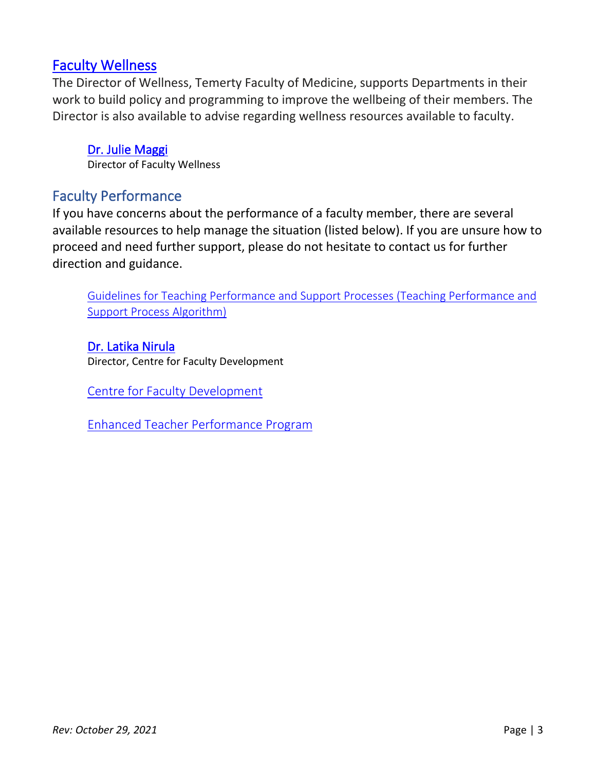## Faculty Wellness

The Director of Wellness, Temerty Faculty of Medicine, supports Departments in their work to build policy and programming to improve the wellbeing of their members. The Director is also available to advise regarding wellness resources available to faculty.

**Dr. Julie Maggi**
Director of Faculty Wellness

## Faculty Performance

If you have concerns about the performance of a faculty member, there are several available resources to help manage the situation (listed below). If you are unsure how to proceed and need further support, please do not hesitate to contact us for further direction and guidance.

Guidelines for Teaching Performance and Support Processes (Teaching Performance and Support Process Algorithm)

**Dr. Latika Nirula**
Director, Centre for Faculty Development

Centre for Faculty Development

Enhanced Teacher Performance Program

*Rev: October 29, 2021*